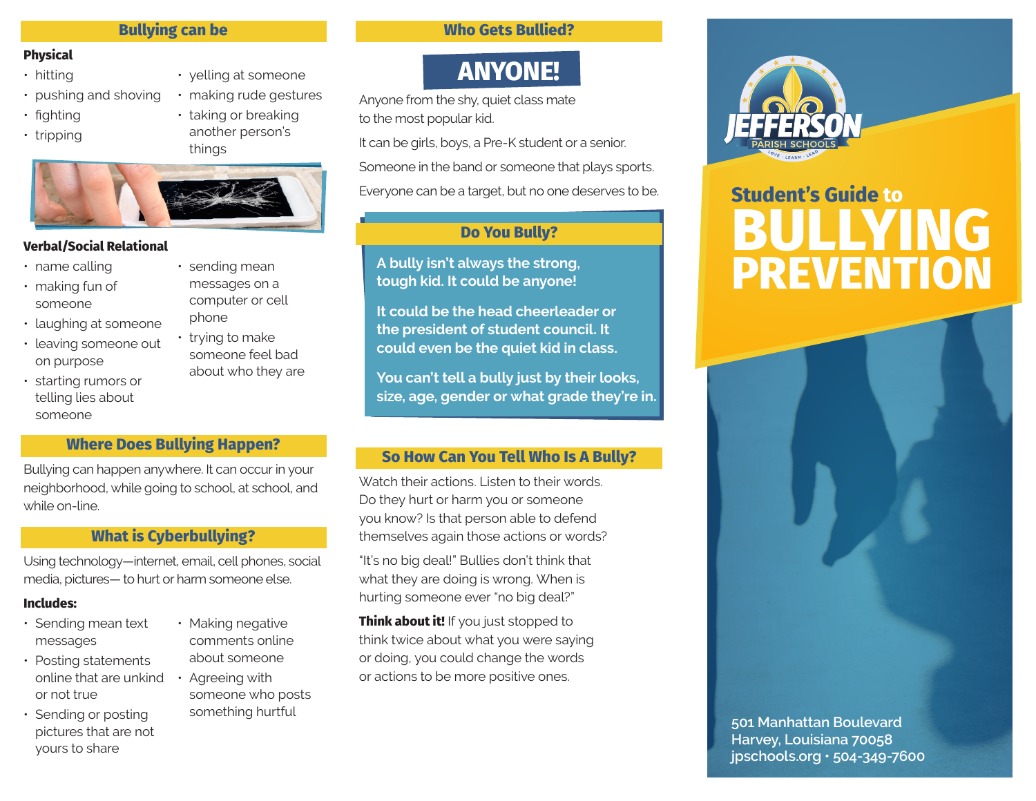## Bullying can be

**Physical**

- hitting
- pushing and shoving
- fighting
- tripping
- yelling at someone
- making rude gestures
- taking or breaking another person's things

**Verbal/Social Relational**

- name calling
- making fun of someone
- laughing at someone
- leaving someone out on purpose
- starting rumors or telling lies about someone
- sending mean messages on a computer or cell phone
- trying to make someone feel bad about who they are

## Where Does Bullying Happen?

Bullying can happen anywhere. It can occur in your neighborhood, while going to school, at school, and while on-line.

## What is Cyberbullying?

Using technology—internet, email, cell phones, social media, pictures— to hurt or harm someone else.

**Includes:**

- Sending mean text messages
- Posting statements online that are unkind or not true
- Sending or posting pictures that are not yours to share
- Making negative comments online about someone
- Agreeing with someone who posts something hurtful

## Who Gets Bullied?

**ANYONE!**

Anyone from the shy, quiet class mate to the most popular kid.

It can be girls, boys, a Pre-K student or a senior.

Someone in the band or someone that plays sports.

Everyone can be a target, but no one deserves to be.

## Do You Bully?

**A bully isn't always the strong, tough kid. It could be anyone!**

**It could be the head cheerleader or the president of student council. It could even be the quiet kid in class.**

**You can't tell a bully just by their looks, size, age, gender or what grade they're in.**

## So How Can You Tell Who Is A Bully?

Watch their actions. Listen to their words. Do they hurt or harm you or someone you know? Is that person able to defend themselves again those actions or words?

"It's no big deal!" Bullies don't think that what they are doing is wrong. When is hurting someone ever "no big deal?"

**Think about it!** If you just stopped to think twice about what you were saying or doing, you could change the words or actions to be more positive ones.

JEFFERSON PARISH SCHOOLS

LOVE · LEARN · LEAD

# Student's Guide to BULLYING PREVENTION

501 Manhattan Boulevard
Harvey, Louisiana 70058
jpschools.org • 504-349-7600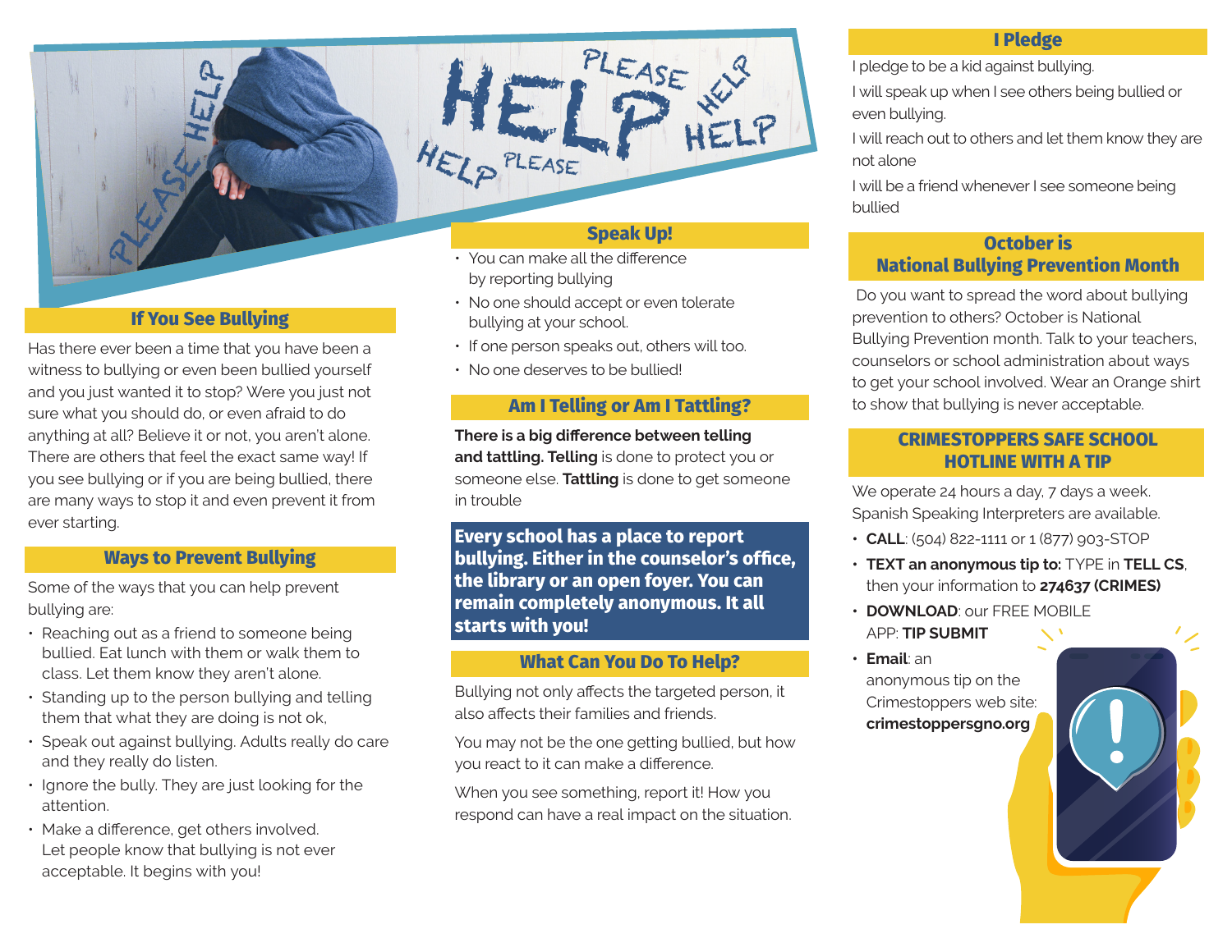## If You See Bullying

Has there ever been a time that you have been a witness to bullying or even been bullied yourself and you just wanted it to stop? Were you just not sure what you should do, or even afraid to do anything at all? Believe it or not, you aren't alone. There are others that feel the exact same way! If you see bullying or if you are being bullied, there are many ways to stop it and even prevent it from ever starting.

## Ways to Prevent Bullying

Some of the ways that you can help prevent bullying are:

- Reaching out as a friend to someone being bullied. Eat lunch with them or walk them to class. Let them know they aren't alone.
- Standing up to the person bullying and telling them that what they are doing is not ok,
- Speak out against bullying. Adults really do care and they really do listen.
- Ignore the bully. They are just looking for the attention.
- Make a difference, get others involved. Let people know that bullying is not ever acceptable. It begins with you!

## Speak Up!

- You can make all the difference by reporting bullying
- No one should accept or even tolerate bullying at your school.
- If one person speaks out, others will too.
- No one deserves to be bullied!

## Am I Telling or Am I Tattling?

**There is a big difference between telling and tattling. Telling** is done to protect you or someone else. **Tattling** is done to get someone in trouble

**Every school has a place to report bullying. Either in the counselor's office, the library or an open foyer. You can remain completely anonymous. It all starts with you!**

## What Can You Do To Help?

Bullying not only affects the targeted person, it also affects their families and friends.

You may not be the one getting bullied, but how you react to it can make a difference.

When you see something, report it! How you respond can have a real impact on the situation.

## I Pledge

I pledge to be a kid against bullying.

I will speak up when I see others being bullied or even bullying.

I will reach out to others and let them know they are not alone

I will be a friend whenever I see someone being bullied

## October is National Bullying Prevention Month

Do you want to spread the word about bullying prevention to others? October is National Bullying Prevention month. Talk to your teachers, counselors or school administration about ways to get your school involved. Wear an Orange shirt to show that bullying is never acceptable.

## CRIMESTOPPERS SAFE SCHOOL HOTLINE WITH A TIP

We operate 24 hours a day, 7 days a week. Spanish Speaking Interpreters are available.

- **CALL**: (504) 822-1111 or 1 (877) 903-STOP
- **TEXT an anonymous tip to:** TYPE in **TELL CS**, then your information to **274637 (CRIMES)**
- **DOWNLOAD**: our FREE MOBILE APP: **TIP SUBMIT**
- **Email**: an anonymous tip on the Crimestoppers web site: **crimestoppersgno.org**